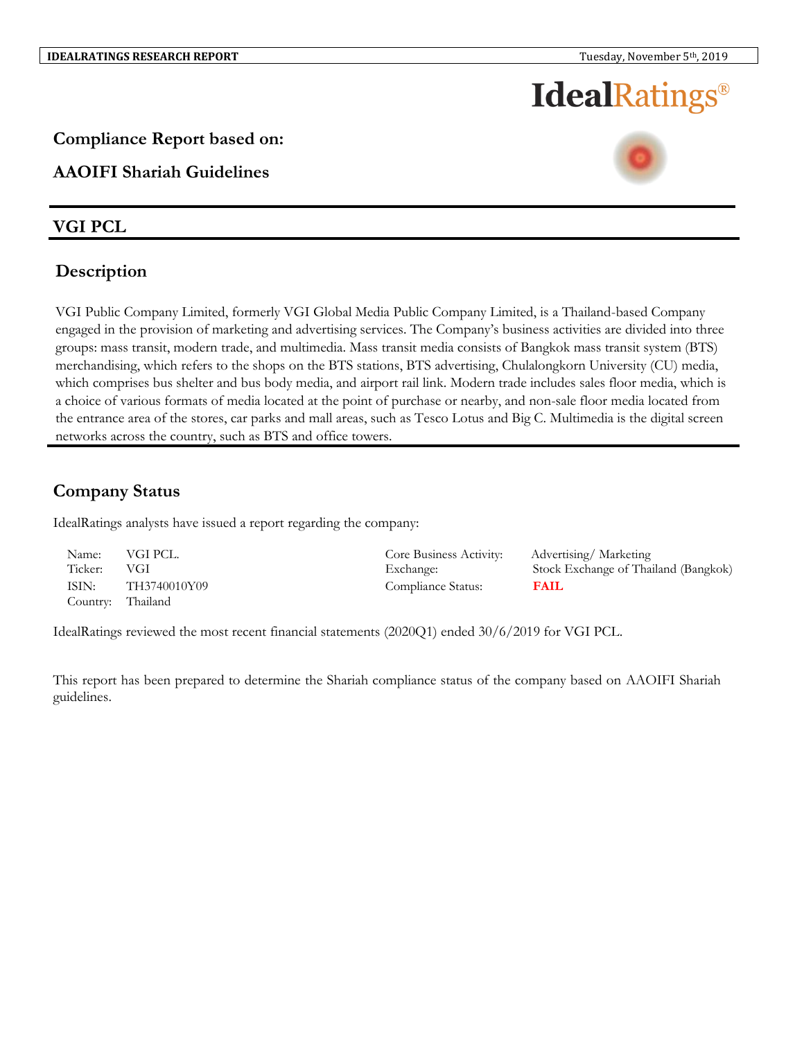# Compliance Report based on:

## AAOIFI Shariah Guidelines

## VGI PCL

## Description

VGI Public Company Limited, formerly VGI Global Media Public Company Limited, is a Thailand-based Company engaged in the provision of marketing and advertising services. The Company's business activities are divided into three groups: mass transit, modern trade, and multimedia. Mass transit media consists of Bangkok mass transit system (BTS) merchandising, which refers to the shops on the BTS stations, BTS advertising, Chulalongkorn University (CU) media, which comprises bus shelter and bus body media, and airport rail link. Modern trade includes sales floor media, which is a choice of various formats of media located at the point of purchase or nearby, and non-sale floor media located from the entrance area of the stores, car parks and mall areas, such as Tesco Lotus and Big C. Multimedia is the digital screen networks across the country, such as BTS and office towers.

## Company Status

IdealRatings analysts have issued a report regarding the company:

| | | | |
|---|---|---|---|
| Name: | VGI PCL. | Core Business Activity: | Advertising/ Marketing |
| Ticker: | VGI | Exchange: | Stock Exchange of Thailand (Bangkok) |
| ISIN: | TH3740010Y09 | Compliance Status: | **FAIL** |
| Country: | Thailand | | |

IdealRatings reviewed the most recent financial statements (2020Q1) ended 30/6/2019 for VGI PCL.

This report has been prepared to determine the Shariah compliance status of the company based on AAOIFI Shariah guidelines.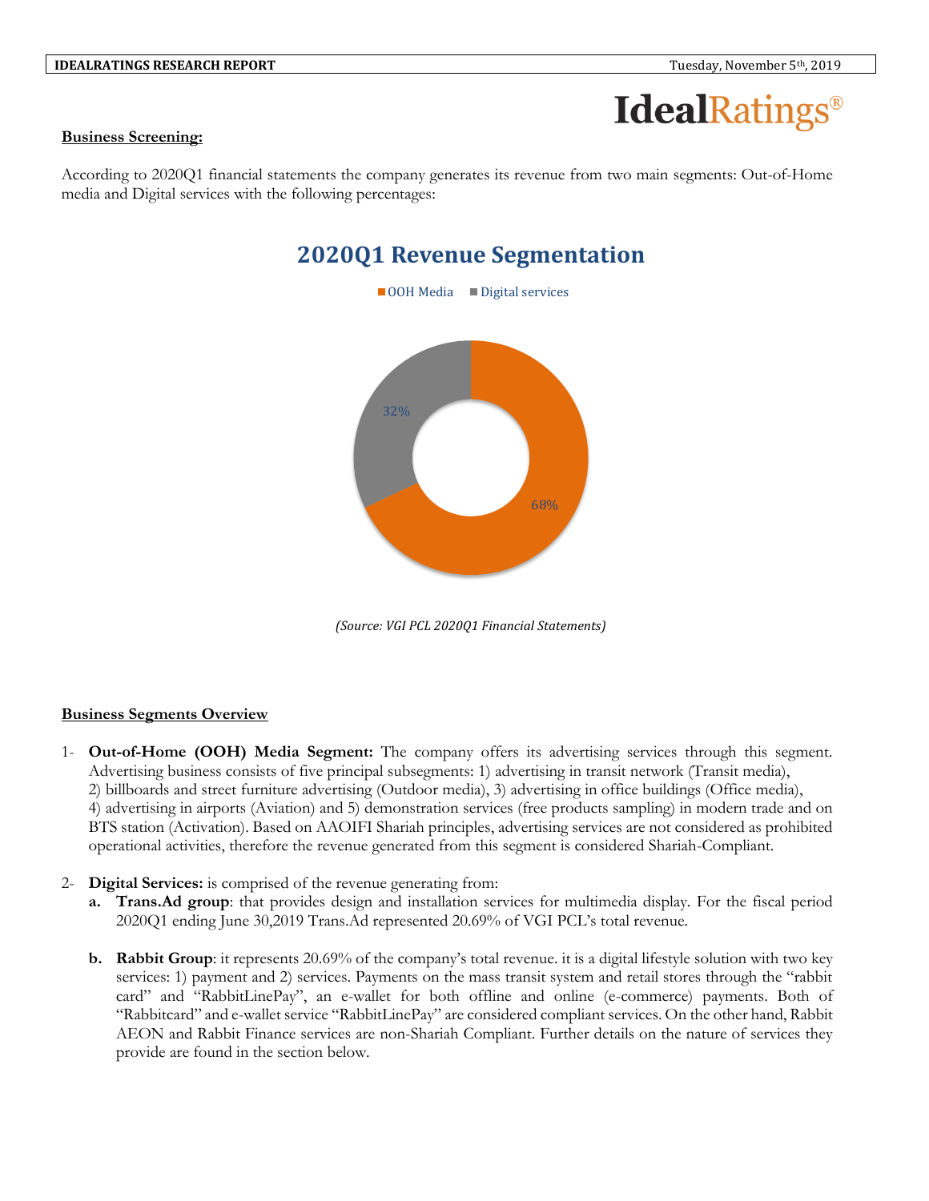**Business Screening:**

According to 2020Q1 financial statements the company generates its revenue from two main segments: Out-of-Home media and Digital services with the following percentages:

**2020Q1 Revenue Segmentation**

| Segment | Percentage |
| --- | --- |
| OOH Media | 68% |
| Digital services | 32% |

*(Source: VGI PCL 2020Q1 Financial Statements)*

**Business Segments Overview**

1- **Out-of-Home (OOH) Media Segment:** The company offers its advertising services through this segment. Advertising business consists of five principal subsegments: 1) advertising in transit network (Transit media), 2) billboards and street furniture advertising (Outdoor media), 3) advertising in office buildings (Office media), 4) advertising in airports (Aviation) and 5) demonstration services (free products sampling) in modern trade and on BTS station (Activation). Based on AAOIFI Shariah principles, advertising services are not considered as prohibited operational activities, therefore the revenue generated from this segment is considered Shariah-Compliant.

2- **Digital Services:** is comprised of the revenue generating from:

   a. **Trans.Ad group**: that provides design and installation services for multimedia display. For the fiscal period 2020Q1 ending June 30,2019 Trans.Ad represented 20.69% of VGI PCL's total revenue.

   b. **Rabbit Group**: it represents 20.69% of the company's total revenue. it is a digital lifestyle solution with two key services: 1) payment and 2) services. Payments on the mass transit system and retail stores through the "rabbit card" and "RabbitLinePay", an e-wallet for both offline and online (e-commerce) payments. Both of "Rabbitcard" and e-wallet service "RabbitLinePay" are considered compliant services. On the other hand, Rabbit AEON and Rabbit Finance services are non-Shariah Compliant. Further details on the nature of services they provide are found in the section below.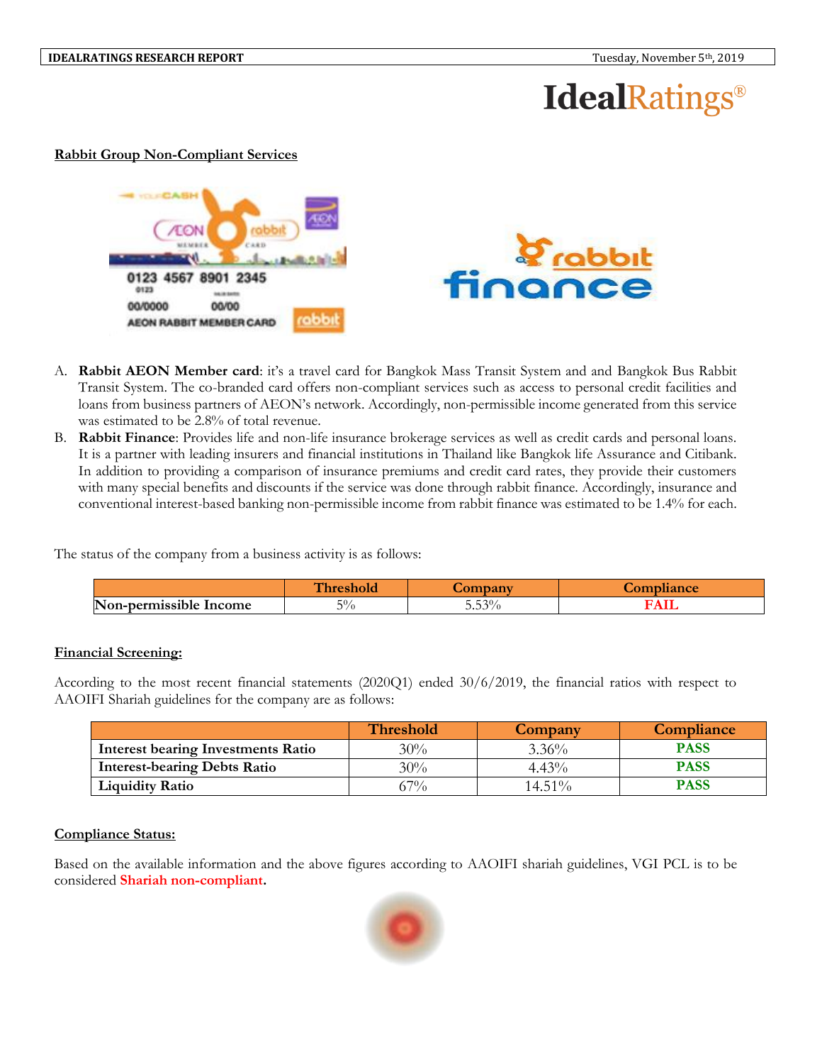**Rabbit Group Non-Compliant Services**

A. **Rabbit AEON Member card**: it's a travel card for Bangkok Mass Transit System and and Bangkok Bus Rabbit Transit System. The co-branded card offers non-compliant services such as access to personal credit facilities and loans from business partners of AEON's network. Accordingly, non-permissible income generated from this service was estimated to be 2.8% of total revenue.

B. **Rabbit Finance**: Provides life and non-life insurance brokerage services as well as credit cards and personal loans. It is a partner with leading insurers and financial institutions in Thailand like Bangkok life Assurance and Citibank. In addition to providing a comparison of insurance premiums and credit card rates, they provide their customers with many special benefits and discounts if the service was done through rabbit finance. Accordingly, insurance and conventional interest-based banking non-permissible income from rabbit finance was estimated to be 1.4% for each.

The status of the company from a business activity is as follows:

| | Threshold | Company | Compliance |
|---|---|---|---|
| **Non-permissible Income** | 5% | 5.53% | **FAIL** |

**Financial Screening:**

According to the most recent financial statements (2020Q1) ended 30/6/2019, the financial ratios with respect to AAOIFI Shariah guidelines for the company are as follows:

| | Threshold | Company | Compliance |
|---|---|---|---|
| **Interest bearing Investments Ratio** | 30% | 3.36% | **PASS** |
| **Interest-bearing Debts Ratio** | 30% | 4.43% | **PASS** |
| **Liquidity Ratio** | 67% | 14.51% | **PASS** |

**Compliance Status:**

Based on the available information and the above figures according to AAOIFI shariah guidelines, VGI PCL is to be considered **Shariah non-compliant**.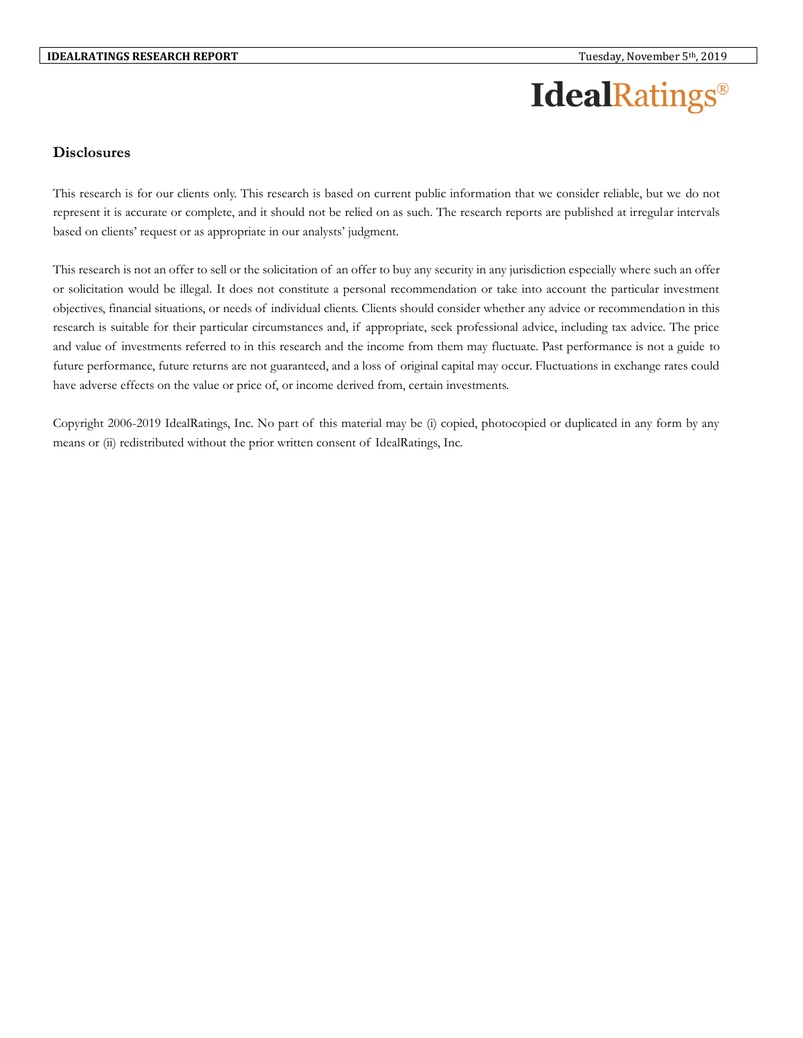## Disclosures

This research is for our clients only. This research is based on current public information that we consider reliable, but we do not represent it is accurate or complete, and it should not be relied on as such. The research reports are published at irregular intervals based on clients' request or as appropriate in our analysts' judgment.

This research is not an offer to sell or the solicitation of an offer to buy any security in any jurisdiction especially where such an offer or solicitation would be illegal. It does not constitute a personal recommendation or take into account the particular investment objectives, financial situations, or needs of individual clients. Clients should consider whether any advice or recommendation in this research is suitable for their particular circumstances and, if appropriate, seek professional advice, including tax advice. The price and value of investments referred to in this research and the income from them may fluctuate. Past performance is not a guide to future performance, future returns are not guaranteed, and a loss of original capital may occur. Fluctuations in exchange rates could have adverse effects on the value or price of, or income derived from, certain investments.

Copyright 2006-2019 IdealRatings, Inc. No part of this material may be (i) copied, photocopied or duplicated in any form by any means or (ii) redistributed without the prior written consent of IdealRatings, Inc.